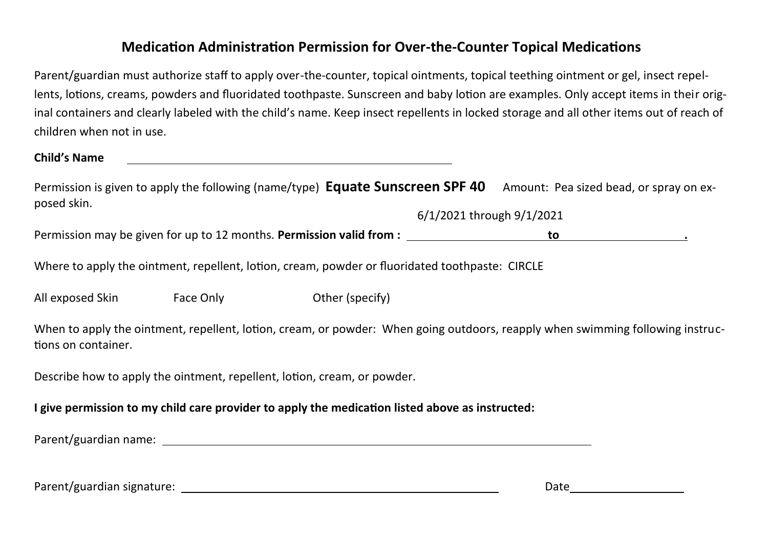# Medication Administration Permission for Over-the-Counter Topical Medications

Parent/guardian must authorize staff to apply over-the-counter, topical ointments, topical teething ointment or gel, insect repellents, lotions, creams, powders and fluoridated toothpaste. Sunscreen and baby lotion are examples. Only accept items in their original containers and clearly labeled with the child's name. Keep insect repellents in locked storage and all other items out of reach of children when not in use.

**Child's Name** ______________________________

Permission is given to apply the following (name/type) **Equate Sunscreen SPF 40** Amount: Pea sized bead, or spray on exposed skin.

Permission may be given for up to 12 months. **Permission valid from :** 6/1/2021 through 9/1/2021 **to** ______________ **.**

Where to apply the ointment, repellent, lotion, cream, powder or fluoridated toothpaste: CIRCLE

All exposed Skin Face Only Other (specify)

When to apply the ointment, repellent, lotion, cream, or powder: When going outdoors, reapply when swimming following instructions on container.

Describe how to apply the ointment, repellent, lotion, cream, or powder.

**I give permission to my child care provider to apply the medication listed above as instructed:**

Parent/guardian name: ______________________________

Parent/guardian signature: ______________________________ Date______________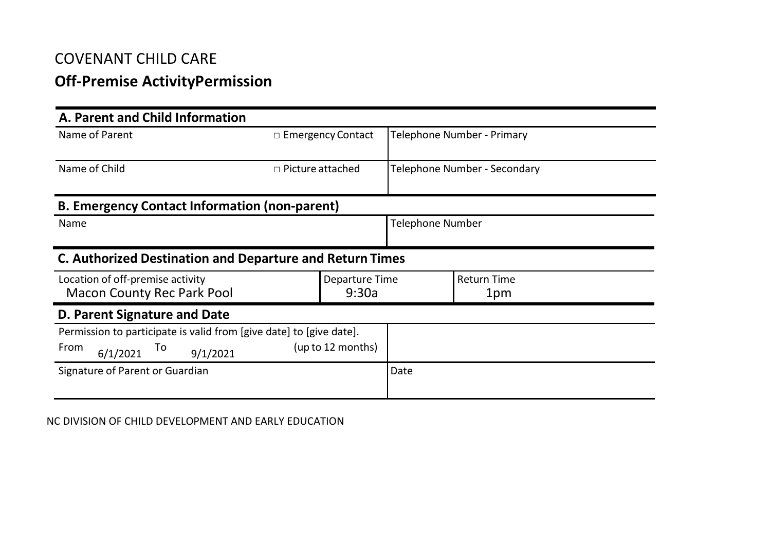COVENANT CHILD CARE

## Off-Premise ActivityPermission

### A. Parent and Child Information

| Name of Parent | □ Emergency Contact | Telephone Number - Primary |
|---|---|---|
| Name of Child | □ Picture attached | Telephone Number - Secondary |

### B. Emergency Contact Information (non-parent)

| Name | Telephone Number |
|---|---|
| | |

### C. Authorized Destination and Departure and Return Times

| Location of off-premise activity | Departure Time | Return Time |
|---|---|---|
| Macon County Rec Park Pool | 9:30a | 1pm |

### D. Parent Signature and Date

| Permission to participate is valid from [give date] to [give date]. From 6/1/2021 To 9/1/2021 (up to 12 months) | |
|---|---|
| Signature of Parent or Guardian | Date |

NC DIVISION OF CHILD DEVELOPMENT AND EARLY EDUCATION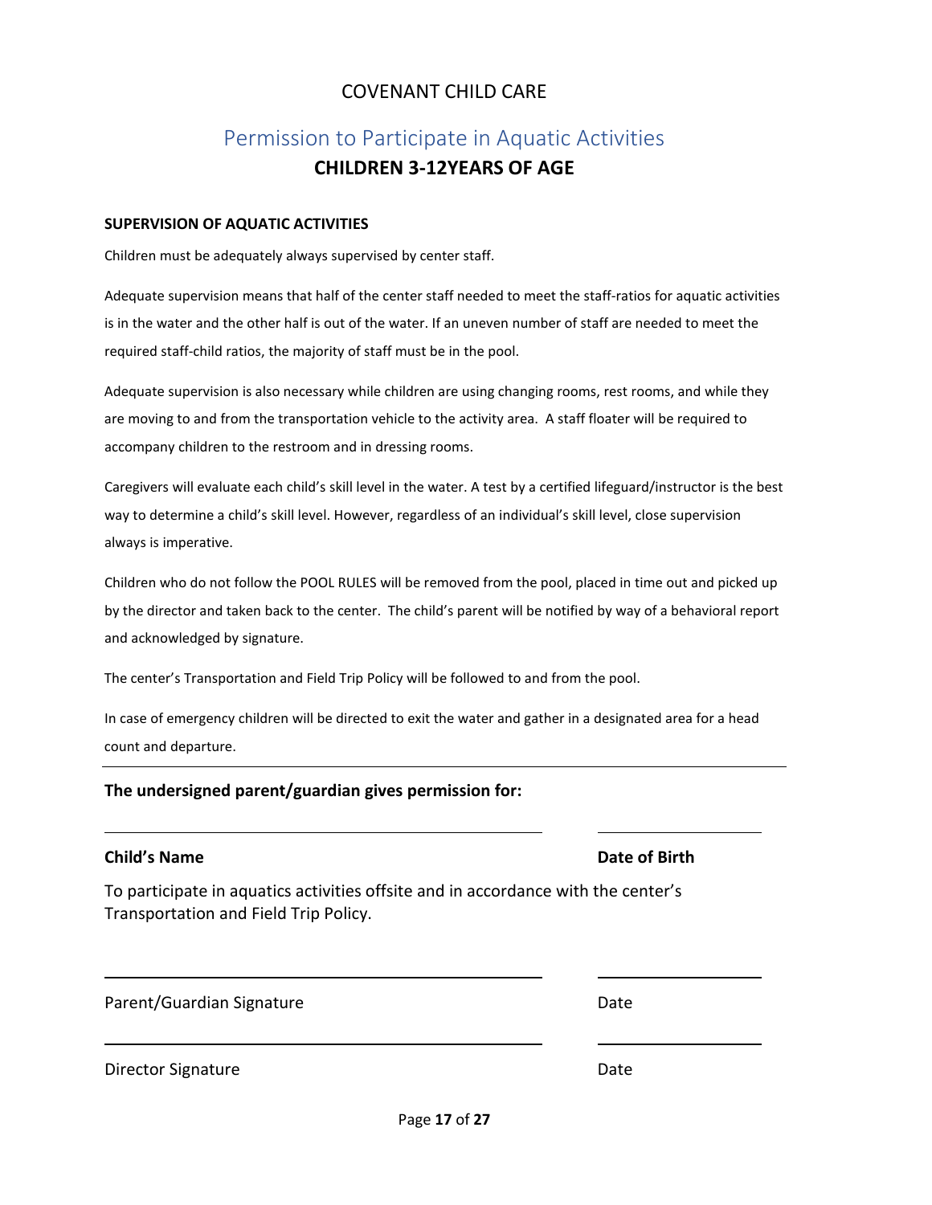# COVENANT CHILD CARE

## Permission to Participate in Aquatic Activities

**CHILDREN 3-12YEARS OF AGE**

**SUPERVISION OF AQUATIC ACTIVITIES**

Children must be adequately always supervised by center staff.

Adequate supervision means that half of the center staff needed to meet the staff-ratios for aquatic activities is in the water and the other half is out of the water. If an uneven number of staff are needed to meet the required staff-child ratios, the majority of staff must be in the pool.

Adequate supervision is also necessary while children are using changing rooms, rest rooms, and while they are moving to and from the transportation vehicle to the activity area. A staff floater will be required to accompany children to the restroom and in dressing rooms.

Caregivers will evaluate each child's skill level in the water. A test by a certified lifeguard/instructor is the best way to determine a child's skill level. However, regardless of an individual's skill level, close supervision always is imperative.

Children who do not follow the POOL RULES will be removed from the pool, placed in time out and picked up by the director and taken back to the center. The child's parent will be notified by way of a behavioral report and acknowledged by signature.

The center's Transportation and Field Trip Policy will be followed to and from the pool.

In case of emergency children will be directed to exit the water and gather in a designated area for a head count and departure.

---

**The undersigned parent/guardian gives permission for:**

_______________________________________________ &nbsp;&nbsp;&nbsp;&nbsp; ____________________

**Child's Name** &nbsp;&nbsp;&nbsp;&nbsp;&nbsp;&nbsp;&nbsp;&nbsp;&nbsp;&nbsp;&nbsp;&nbsp;&nbsp;&nbsp;&nbsp;&nbsp;&nbsp;&nbsp;&nbsp;&nbsp;&nbsp;&nbsp;&nbsp;&nbsp;&nbsp;&nbsp;&nbsp;&nbsp;&nbsp;&nbsp;&nbsp;&nbsp;&nbsp;&nbsp;&nbsp;&nbsp;&nbsp;&nbsp;&nbsp;&nbsp;&nbsp;&nbsp;&nbsp;&nbsp;&nbsp; **Date of Birth**

To participate in aquatics activities offsite and in accordance with the center's Transportation and Field Trip Policy.

_______________________________________________ &nbsp;&nbsp;&nbsp;&nbsp; ____________________

Parent/Guardian Signature &nbsp;&nbsp;&nbsp;&nbsp;&nbsp;&nbsp;&nbsp;&nbsp;&nbsp;&nbsp;&nbsp;&nbsp;&nbsp;&nbsp;&nbsp;&nbsp;&nbsp;&nbsp;&nbsp;&nbsp;&nbsp;&nbsp;&nbsp;&nbsp;&nbsp;&nbsp;&nbsp;&nbsp;&nbsp;&nbsp;&nbsp;&nbsp;&nbsp;&nbsp; Date

_______________________________________________ &nbsp;&nbsp;&nbsp;&nbsp; ____________________

Director Signature &nbsp;&nbsp;&nbsp;&nbsp;&nbsp;&nbsp;&nbsp;&nbsp;&nbsp;&nbsp;&nbsp;&nbsp;&nbsp;&nbsp;&nbsp;&nbsp;&nbsp;&nbsp;&nbsp;&nbsp;&nbsp;&nbsp;&nbsp;&nbsp;&nbsp;&nbsp;&nbsp;&nbsp;&nbsp;&nbsp;&nbsp;&nbsp;&nbsp;&nbsp;&nbsp;&nbsp;&nbsp;&nbsp;&nbsp;&nbsp;&nbsp;&nbsp; Date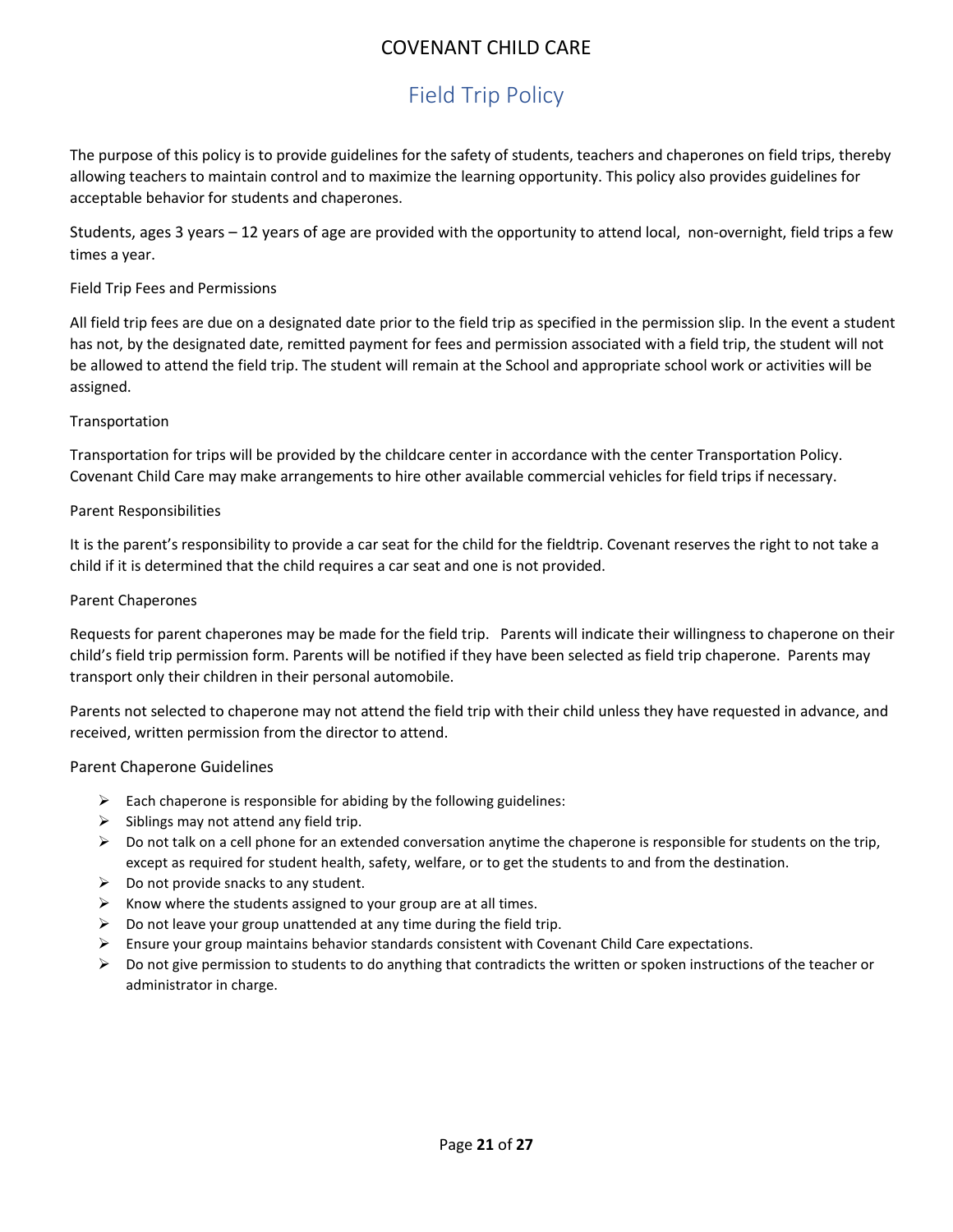# COVENANT CHILD CARE

## Field Trip Policy

The purpose of this policy is to provide guidelines for the safety of students, teachers and chaperones on field trips, thereby allowing teachers to maintain control and to maximize the learning opportunity. This policy also provides guidelines for acceptable behavior for students and chaperones.

Students, ages 3 years – 12 years of age are provided with the opportunity to attend local, non-overnight, field trips a few times a year.

### Field Trip Fees and Permissions

All field trip fees are due on a designated date prior to the field trip as specified in the permission slip. In the event a student has not, by the designated date, remitted payment for fees and permission associated with a field trip, the student will not be allowed to attend the field trip. The student will remain at the School and appropriate school work or activities will be assigned.

### Transportation

Transportation for trips will be provided by the childcare center in accordance with the center Transportation Policy. Covenant Child Care may make arrangements to hire other available commercial vehicles for field trips if necessary.

### Parent Responsibilities

It is the parent's responsibility to provide a car seat for the child for the fieldtrip. Covenant reserves the right to not take a child if it is determined that the child requires a car seat and one is not provided.

### Parent Chaperones

Requests for parent chaperones may be made for the field trip. Parents will indicate their willingness to chaperone on their child's field trip permission form. Parents will be notified if they have been selected as field trip chaperone. Parents may transport only their children in their personal automobile.

Parents not selected to chaperone may not attend the field trip with their child unless they have requested in advance, and received, written permission from the director to attend.

### Parent Chaperone Guidelines

- Each chaperone is responsible for abiding by the following guidelines:
- Siblings may not attend any field trip.
- Do not talk on a cell phone for an extended conversation anytime the chaperone is responsible for students on the trip, except as required for student health, safety, welfare, or to get the students to and from the destination.
- Do not provide snacks to any student.
- Know where the students assigned to your group are at all times.
- Do not leave your group unattended at any time during the field trip.
- Ensure your group maintains behavior standards consistent with Covenant Child Care expectations.
- Do not give permission to students to do anything that contradicts the written or spoken instructions of the teacher or administrator in charge.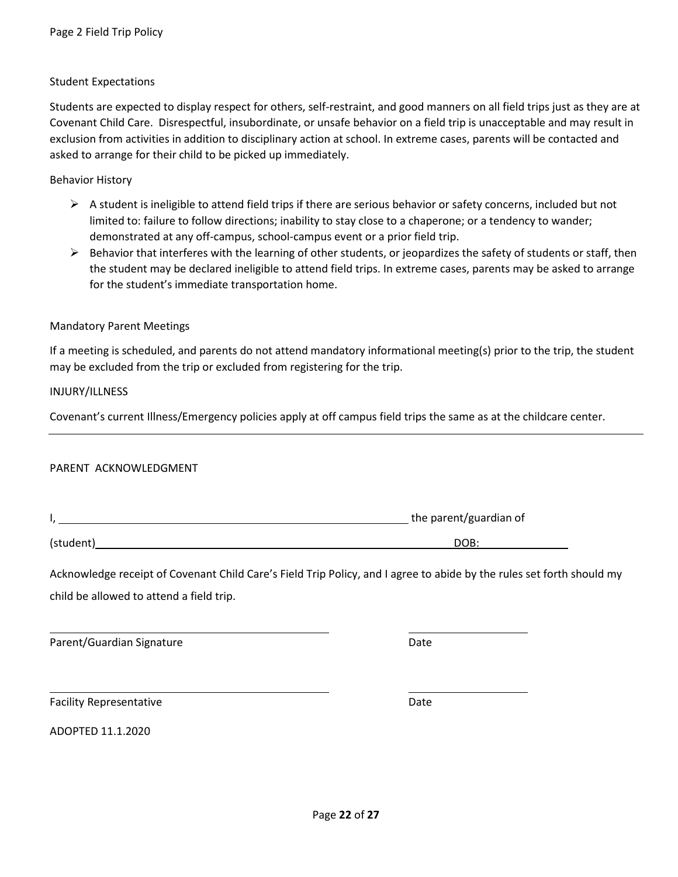Page 2 Field Trip Policy

Student Expectations

Students are expected to display respect for others, self-restraint, and good manners on all field trips just as they are at Covenant Child Care. Disrespectful, insubordinate, or unsafe behavior on a field trip is unacceptable and may result in exclusion from activities in addition to disciplinary action at school. In extreme cases, parents will be contacted and asked to arrange for their child to be picked up immediately.

Behavior History

- A student is ineligible to attend field trips if there are serious behavior or safety concerns, included but not limited to: failure to follow directions; inability to stay close to a chaperone; or a tendency to wander; demonstrated at any off-campus, school-campus event or a prior field trip.
- Behavior that interferes with the learning of other students, or jeopardizes the safety of students or staff, then the student may be declared ineligible to attend field trips. In extreme cases, parents may be asked to arrange for the student's immediate transportation home.

Mandatory Parent Meetings

If a meeting is scheduled, and parents do not attend mandatory informational meeting(s) prior to the trip, the student may be excluded from the trip or excluded from registering for the trip.

INJURY/ILLNESS

Covenant's current Illness/Emergency policies apply at off campus field trips the same as at the childcare center.

---

PARENT ACKNOWLEDGMENT

I, ______________________________________________ the parent/guardian of

(student)______________________________________________ DOB: ______________

Acknowledge receipt of Covenant Child Care's Field Trip Policy, and I agree to abide by the rules set forth should my child be allowed to attend a field trip.

______________________________________ ______________

Parent/Guardian Signature Date

______________________________________ ______________

Facility Representative Date

ADOPTED 11.1.2020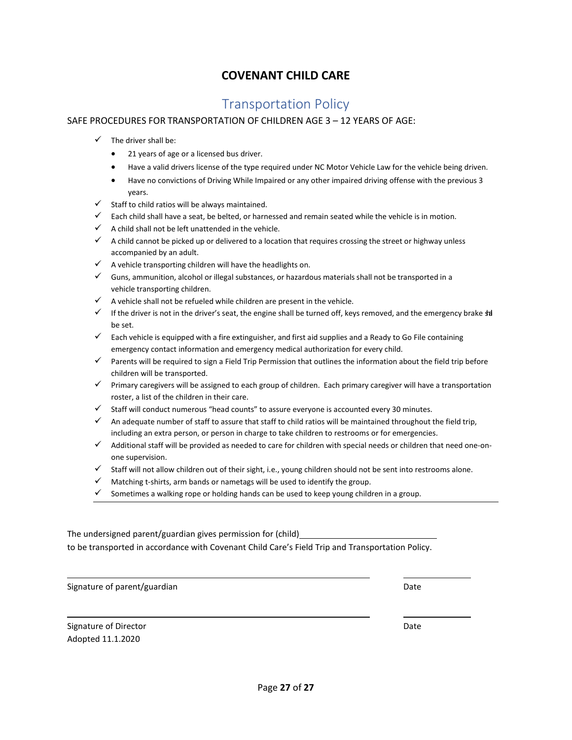# COVENANT CHILD CARE

## Transportation Policy

SAFE PROCEDURES FOR TRANSPORTATION OF CHILDREN AGE 3 – 12 YEARS OF AGE:

- ✓ The driver shall be:
  - 21 years of age or a licensed bus driver.
  - Have a valid drivers license of the type required under NC Motor Vehicle Law for the vehicle being driven.
  - Have no convictions of Driving While Impaired or any other impaired driving offense with the previous 3 years.
- ✓ Staff to child ratios will be always maintained.
- ✓ Each child shall have a seat, be belted, or harnessed and remain seated while the vehicle is in motion.
- ✓ A child shall not be left unattended in the vehicle.
- ✓ A child cannot be picked up or delivered to a location that requires crossing the street or highway unless accompanied by an adult.
- ✓ A vehicle transporting children will have the headlights on.
- ✓ Guns, ammunition, alcohol or illegal substances, or hazardous materials shall not be transported in a vehicle transporting children.
- ✓ A vehicle shall not be refueled while children are present in the vehicle.
- ✓ If the driver is not in the driver's seat, the engine shall be turned off, keys removed, and the emergency brake shd be set.
- ✓ Each vehicle is equipped with a fire extinguisher, and first aid supplies and a Ready to Go File containing emergency contact information and emergency medical authorization for every child.
- ✓ Parents will be required to sign a Field Trip Permission that outlines the information about the field trip before children will be transported.
- ✓ Primary caregivers will be assigned to each group of children. Each primary caregiver will have a transportation roster, a list of the children in their care.
- ✓ Staff will conduct numerous "head counts" to assure everyone is accounted every 30 minutes.
- ✓ An adequate number of staff to assure that staff to child ratios will be maintained throughout the field trip, including an extra person, or person in charge to take children to restrooms or for emergencies.
- ✓ Additional staff will be provided as needed to care for children with special needs or children that need one-on-one supervision.
- ✓ Staff will not allow children out of their sight, i.e., young children should not be sent into restrooms alone.
- ✓ Matching t-shirts, arm bands or nametags will be used to identify the group.
- ✓ Sometimes a walking rope or holding hands can be used to keep young children in a group.

---

The undersigned parent/guardian gives permission for (child)______________________________
to be transported in accordance with Covenant Child Care's Field Trip and Transportation Policy.

______________________________________________________ ______________

Signature of parent/guardian Date

______________________________________________________ ______________

Signature of Director Date

Adopted 11.1.2020